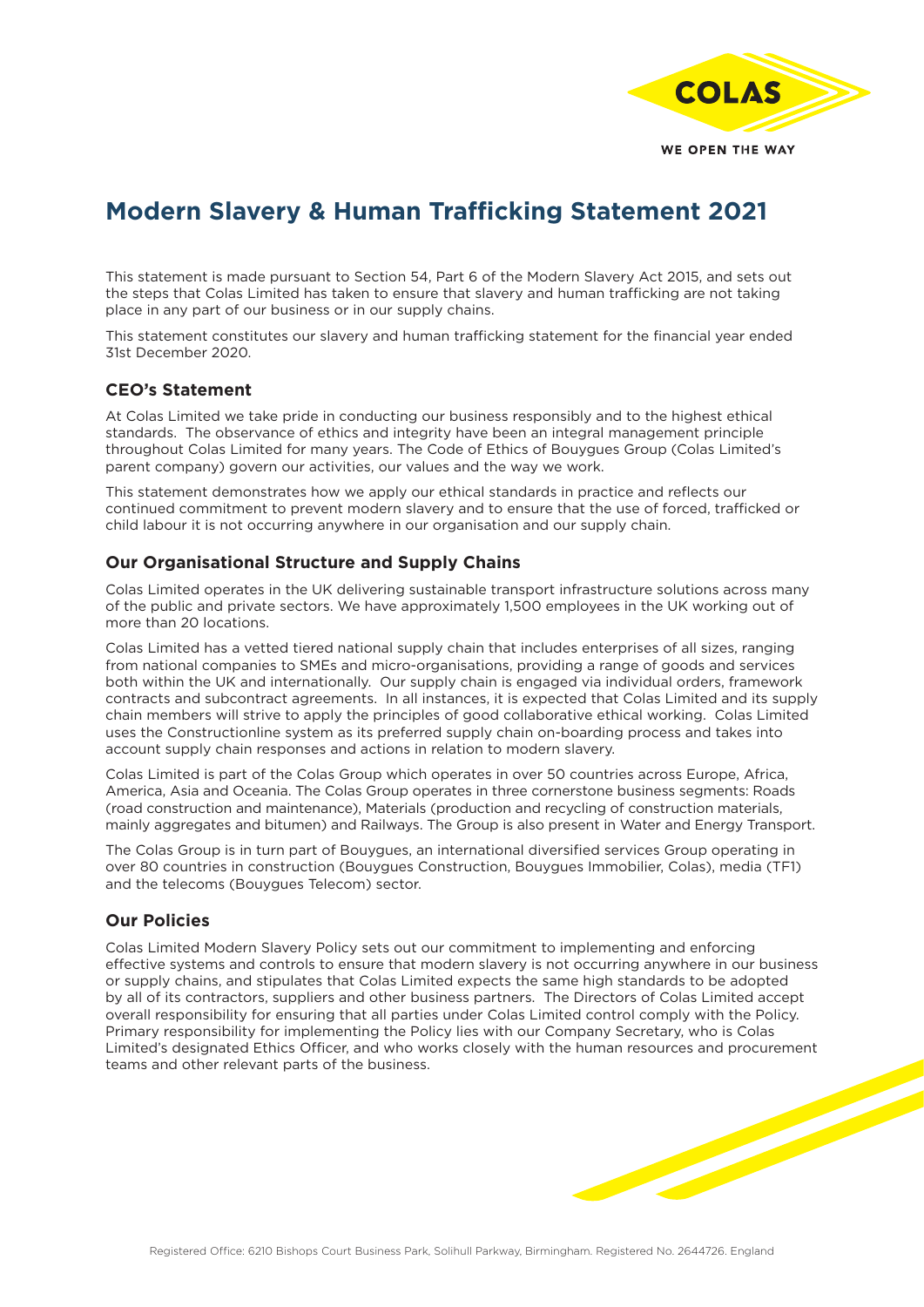# Modern Slavery & Human Trafficking Statement 2021

This statement is made pursuant to Section 54, Part 6 of the Modern Slavery Act 2015, and sets out the steps that Colas Limited has taken to ensure that slavery and human trafficking are not taking place in any part of our business or in our supply chains.

This statement constitutes our slavery and human trafficking statement for the financial year ended 31st December 2020.

## CEO's Statement

At Colas Limited we take pride in conducting our business responsibly and to the highest ethical standards. The observance of ethics and integrity have been an integral management principle throughout Colas Limited for many years. The Code of Ethics of Bouygues Group (Colas Limited's parent company) govern our activities, our values and the way we work.

This statement demonstrates how we apply our ethical standards in practice and reflects our continued commitment to prevent modern slavery and to ensure that the use of forced, trafficked or child labour it is not occurring anywhere in our organisation and our supply chain.

## Our Organisational Structure and Supply Chains

Colas Limited operates in the UK delivering sustainable transport infrastructure solutions across many of the public and private sectors. We have approximately 1,500 employees in the UK working out of more than 20 locations.

Colas Limited has a vetted tiered national supply chain that includes enterprises of all sizes, ranging from national companies to SMEs and micro-organisations, providing a range of goods and services both within the UK and internationally. Our supply chain is engaged via individual orders, framework contracts and subcontract agreements. In all instances, it is expected that Colas Limited and its supply chain members will strive to apply the principles of good collaborative ethical working. Colas Limited uses the Constructionline system as its preferred supply chain on-boarding process and takes into account supply chain responses and actions in relation to modern slavery.

Colas Limited is part of the Colas Group which operates in over 50 countries across Europe, Africa, America, Asia and Oceania. The Colas Group operates in three cornerstone business segments: Roads (road construction and maintenance), Materials (production and recycling of construction materials, mainly aggregates and bitumen) and Railways. The Group is also present in Water and Energy Transport.

The Colas Group is in turn part of Bouygues, an international diversified services Group operating in over 80 countries in construction (Bouygues Construction, Bouygues Immobilier, Colas), media (TF1) and the telecoms (Bouygues Telecom) sector.

## Our Policies

Colas Limited Modern Slavery Policy sets out our commitment to implementing and enforcing effective systems and controls to ensure that modern slavery is not occurring anywhere in our business or supply chains, and stipulates that Colas Limited expects the same high standards to be adopted by all of its contractors, suppliers and other business partners. The Directors of Colas Limited accept overall responsibility for ensuring that all parties under Colas Limited control comply with the Policy. Primary responsibility for implementing the Policy lies with our Company Secretary, who is Colas Limited's designated Ethics Officer, and who works closely with the human resources and procurement teams and other relevant parts of the business.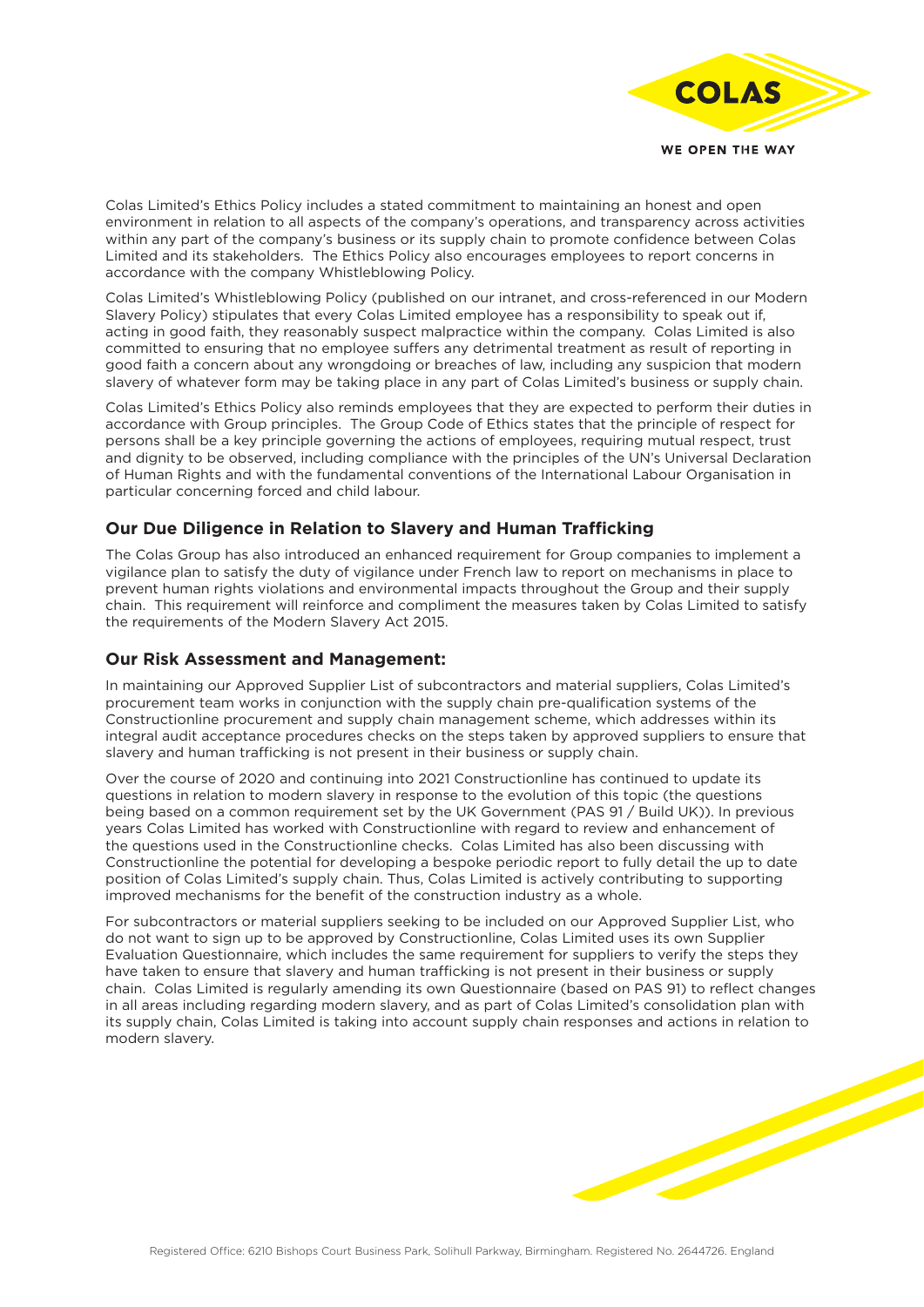Colas Limited's Ethics Policy includes a stated commitment to maintaining an honest and open environment in relation to all aspects of the company's operations, and transparency across activities within any part of the company's business or its supply chain to promote confidence between Colas Limited and its stakeholders. The Ethics Policy also encourages employees to report concerns in accordance with the company Whistleblowing Policy.

Colas Limited's Whistleblowing Policy (published on our intranet, and cross-referenced in our Modern Slavery Policy) stipulates that every Colas Limited employee has a responsibility to speak out if, acting in good faith, they reasonably suspect malpractice within the company. Colas Limited is also committed to ensuring that no employee suffers any detrimental treatment as result of reporting in good faith a concern about any wrongdoing or breaches of law, including any suspicion that modern slavery of whatever form may be taking place in any part of Colas Limited's business or supply chain.

Colas Limited's Ethics Policy also reminds employees that they are expected to perform their duties in accordance with Group principles. The Group Code of Ethics states that the principle of respect for persons shall be a key principle governing the actions of employees, requiring mutual respect, trust and dignity to be observed, including compliance with the principles of the UN's Universal Declaration of Human Rights and with the fundamental conventions of the International Labour Organisation in particular concerning forced and child labour.

## Our Due Diligence in Relation to Slavery and Human Trafficking

The Colas Group has also introduced an enhanced requirement for Group companies to implement a vigilance plan to satisfy the duty of vigilance under French law to report on mechanisms in place to prevent human rights violations and environmental impacts throughout the Group and their supply chain. This requirement will reinforce and compliment the measures taken by Colas Limited to satisfy the requirements of the Modern Slavery Act 2015.

## Our Risk Assessment and Management:

In maintaining our Approved Supplier List of subcontractors and material suppliers, Colas Limited's procurement team works in conjunction with the supply chain pre-qualification systems of the Constructionline procurement and supply chain management scheme, which addresses within its integral audit acceptance procedures checks on the steps taken by approved suppliers to ensure that slavery and human trafficking is not present in their business or supply chain.

Over the course of 2020 and continuing into 2021 Constructionline has continued to update its questions in relation to modern slavery in response to the evolution of this topic (the questions being based on a common requirement set by the UK Government (PAS 91 / Build UK)). In previous years Colas Limited has worked with Constructionline with regard to review and enhancement of the questions used in the Constructionline checks. Colas Limited has also been discussing with Constructionline the potential for developing a bespoke periodic report to fully detail the up to date position of Colas Limited's supply chain. Thus, Colas Limited is actively contributing to supporting improved mechanisms for the benefit of the construction industry as a whole.

For subcontractors or material suppliers seeking to be included on our Approved Supplier List, who do not want to sign up to be approved by Constructionline, Colas Limited uses its own Supplier Evaluation Questionnaire, which includes the same requirement for suppliers to verify the steps they have taken to ensure that slavery and human trafficking is not present in their business or supply chain. Colas Limited is regularly amending its own Questionnaire (based on PAS 91) to reflect changes in all areas including regarding modern slavery, and as part of Colas Limited's consolidation plan with its supply chain, Colas Limited is taking into account supply chain responses and actions in relation to modern slavery.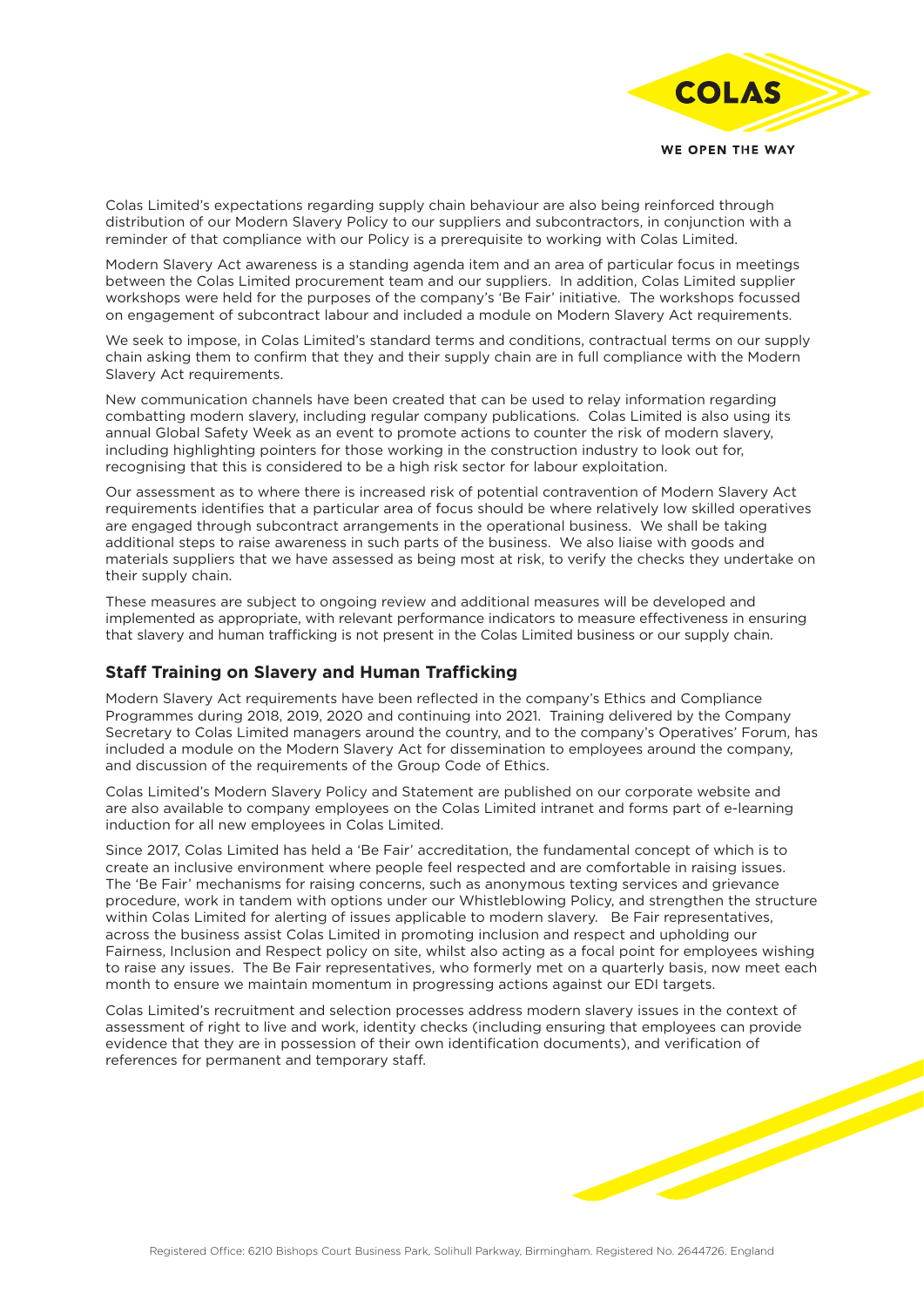Colas Limited's expectations regarding supply chain behaviour are also being reinforced through distribution of our Modern Slavery Policy to our suppliers and subcontractors, in conjunction with a reminder of that compliance with our Policy is a prerequisite to working with Colas Limited.

Modern Slavery Act awareness is a standing agenda item and an area of particular focus in meetings between the Colas Limited procurement team and our suppliers. In addition, Colas Limited supplier workshops were held for the purposes of the company's 'Be Fair' initiative. The workshops focussed on engagement of subcontract labour and included a module on Modern Slavery Act requirements.

We seek to impose, in Colas Limited's standard terms and conditions, contractual terms on our supply chain asking them to confirm that they and their supply chain are in full compliance with the Modern Slavery Act requirements.

New communication channels have been created that can be used to relay information regarding combatting modern slavery, including regular company publications. Colas Limited is also using its annual Global Safety Week as an event to promote actions to counter the risk of modern slavery, including highlighting pointers for those working in the construction industry to look out for, recognising that this is considered to be a high risk sector for labour exploitation.

Our assessment as to where there is increased risk of potential contravention of Modern Slavery Act requirements identifies that a particular area of focus should be where relatively low skilled operatives are engaged through subcontract arrangements in the operational business. We shall be taking additional steps to raise awareness in such parts of the business. We also liaise with goods and materials suppliers that we have assessed as being most at risk, to verify the checks they undertake on their supply chain.

These measures are subject to ongoing review and additional measures will be developed and implemented as appropriate, with relevant performance indicators to measure effectiveness in ensuring that slavery and human trafficking is not present in the Colas Limited business or our supply chain.

## Staff Training on Slavery and Human Trafficking

Modern Slavery Act requirements have been reflected in the company's Ethics and Compliance Programmes during 2018, 2019, 2020 and continuing into 2021. Training delivered by the Company Secretary to Colas Limited managers around the country, and to the company's Operatives' Forum, has included a module on the Modern Slavery Act for dissemination to employees around the company, and discussion of the requirements of the Group Code of Ethics.

Colas Limited's Modern Slavery Policy and Statement are published on our corporate website and are also available to company employees on the Colas Limited intranet and forms part of e-learning induction for all new employees in Colas Limited.

Since 2017, Colas Limited has held a 'Be Fair' accreditation, the fundamental concept of which is to create an inclusive environment where people feel respected and are comfortable in raising issues. The 'Be Fair' mechanisms for raising concerns, such as anonymous texting services and grievance procedure, work in tandem with options under our Whistleblowing Policy, and strengthen the structure within Colas Limited for alerting of issues applicable to modern slavery. Be Fair representatives, across the business assist Colas Limited in promoting inclusion and respect and upholding our Fairness, Inclusion and Respect policy on site, whilst also acting as a focal point for employees wishing to raise any issues. The Be Fair representatives, who formerly met on a quarterly basis, now meet each month to ensure we maintain momentum in progressing actions against our EDI targets.

Colas Limited's recruitment and selection processes address modern slavery issues in the context of assessment of right to live and work, identity checks (including ensuring that employees can provide evidence that they are in possession of their own identification documents), and verification of references for permanent and temporary staff.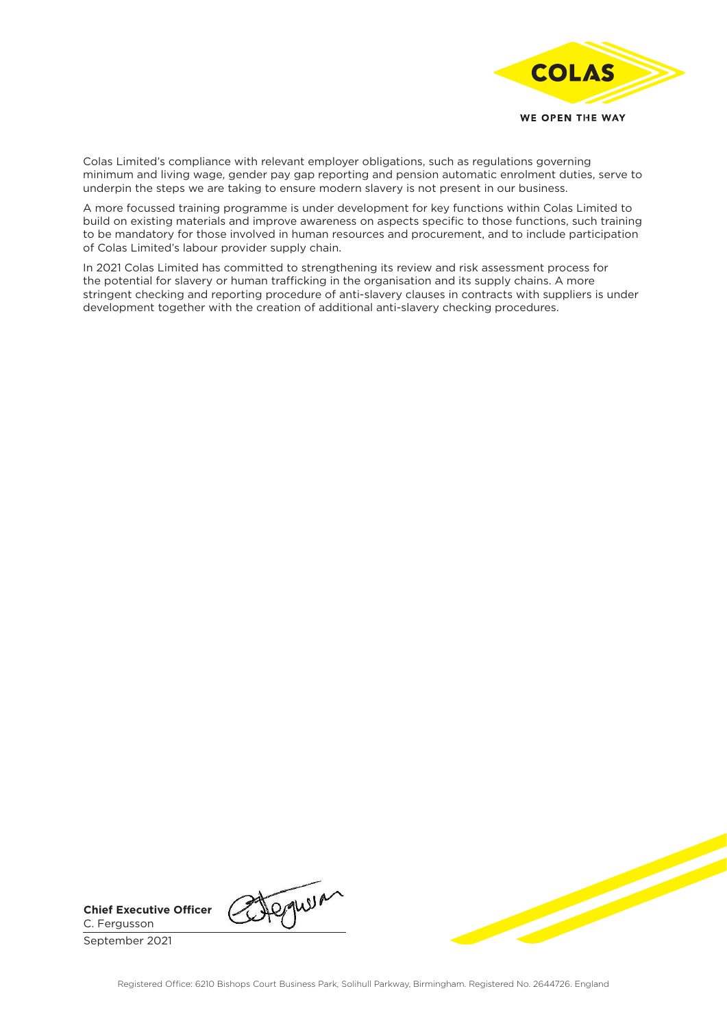Colas Limited's compliance with relevant employer obligations, such as regulations governing minimum and living wage, gender pay gap reporting and pension automatic enrolment duties, serve to underpin the steps we are taking to ensure modern slavery is not present in our business.

A more focussed training programme is under development for key functions within Colas Limited to build on existing materials and improve awareness on aspects specific to those functions, such training to be mandatory for those involved in human resources and procurement, and to include participation of Colas Limited's labour provider supply chain.

In 2021 Colas Limited has committed to strengthening its review and risk assessment process for the potential for slavery or human trafficking in the organisation and its supply chains. A more stringent checking and reporting procedure of anti-slavery clauses in contracts with suppliers is under development together with the creation of additional anti-slavery checking procedures.

**Chief Executive Officer**
C. Fergusson

September 2021

Registered Office: 6210 Bishops Court Business Park, Solihull Parkway, Birmingham. Registered No. 2644726. England